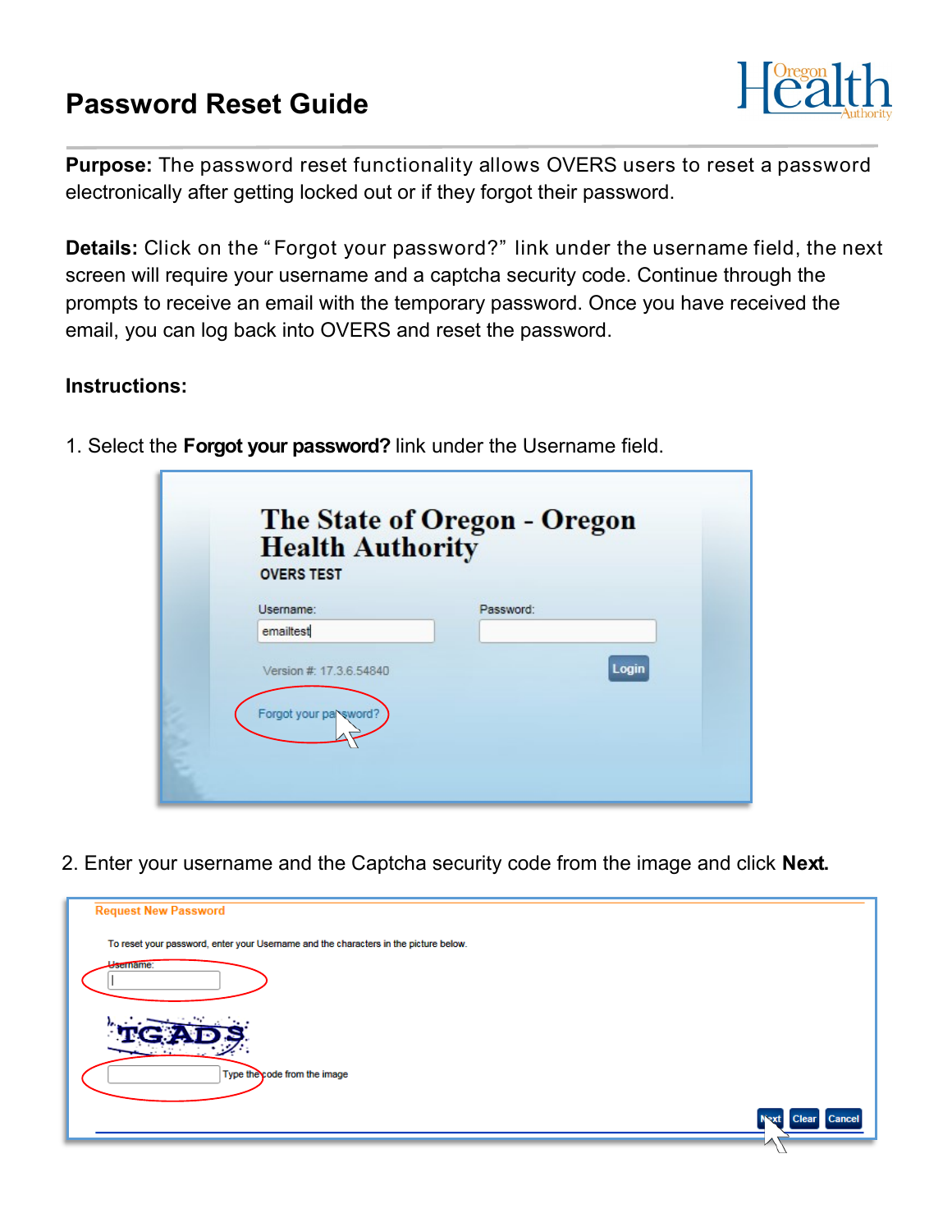# Password Reset Guide

**Purpose:** The password reset functionality allows OVERS users to reset a password electronically after getting locked out or if they forgot their password.

**Details:** Click on the "Forgot your password?" link under the username field, the next screen will require your username and a captcha security code. Continue through the prompts to receive an email with the temporary password. Once you have received the email, you can log back into OVERS and reset the password.

**Instructions:**

1. Select the **Forgot your password?** link under the Username field.

2. Enter your username and the Captcha security code from the image and click **Next.**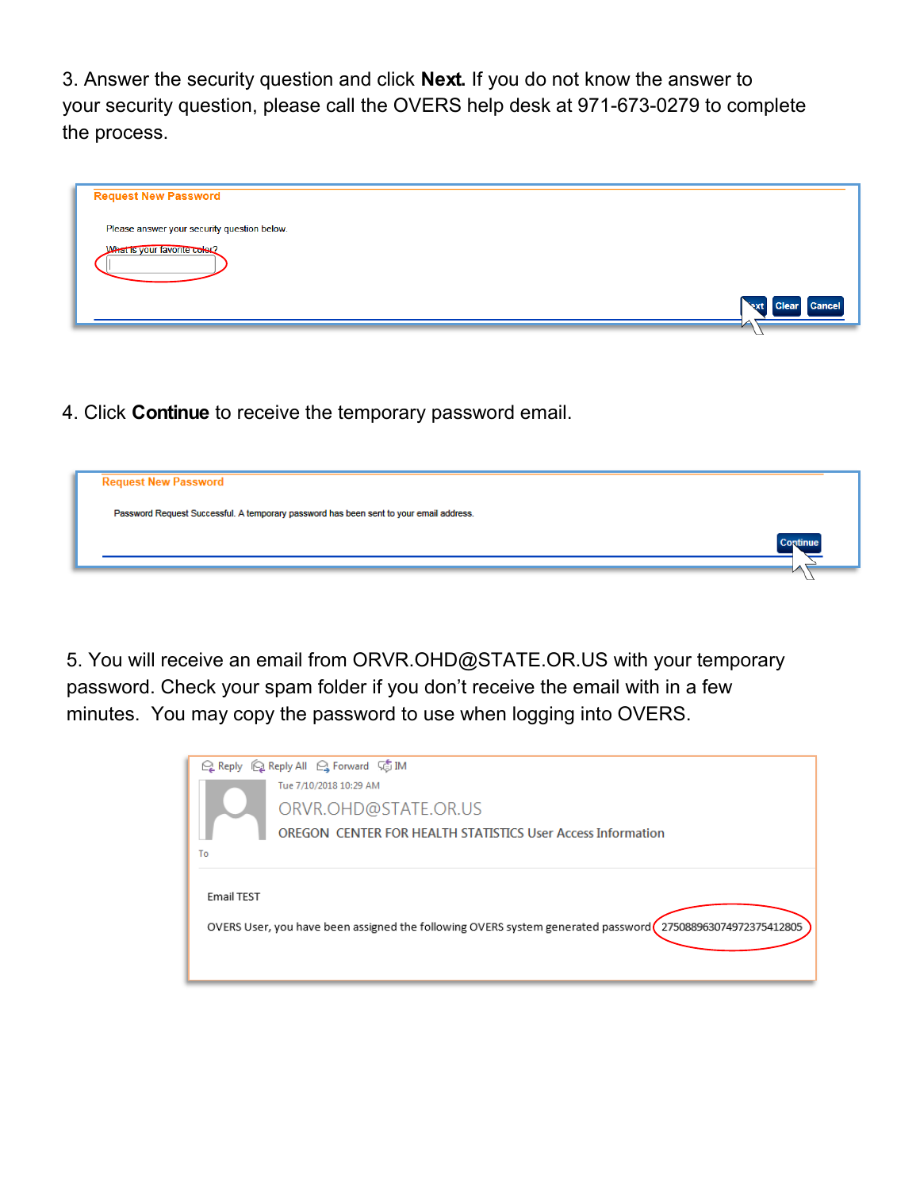3. Answer the security question and click **Next.** If you do not know the answer to your security question, please call the OVERS help desk at 971-673-0279 to complete the process.

Request New Password

Please answer your security question below.

What is your favorite color?

Next Clear Cancel

4. Click **Continue** to receive the temporary password email.

Request New Password

Password Request Successful. A temporary password has been sent to your email address.

Continue

5. You will receive an email from ORVR.OHD@STATE.OR.US with your temporary password. Check your spam folder if you don't receive the email with in a few minutes. You may copy the password to use when logging into OVERS.

Reply Reply All Forward IM

Tue 7/10/2018 10:29 AM

ORVR.OHD@STATE.OR.US

OREGON CENTER FOR HEALTH STATISTICS User Access Information

To

Email TEST

OVERS User, you have been assigned the following OVERS system generated password 2750889630749723754128​05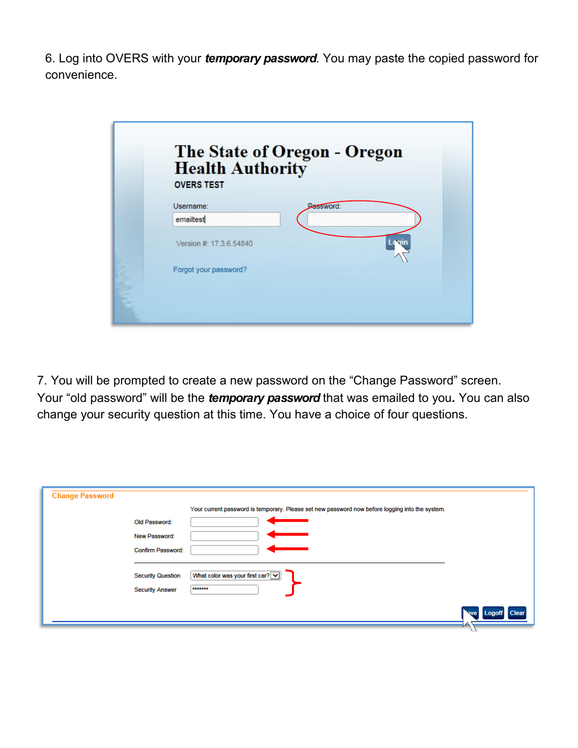6. Log into OVERS with your ***temporary password***. You may paste the copied password for convenience.

The State of Oregon - Oregon Health Authority

OVERS TEST

Username:

emailtest

Password:

Version #: 17.3.6.54840

Login

Forgot your password?

7. You will be prompted to create a new password on the “Change Password” screen. Your “old password” will be the ***temporary password*** that was emailed to you**.** You can also change your security question at this time. You have a choice of four questions.

Change Password

Your current password is temporary. Please set new password now before logging into the system.

Old Password:

New Password:

Confirm Password:

Security Question: What color was your first car?

Security Answer: *******

Save Logoff Clear